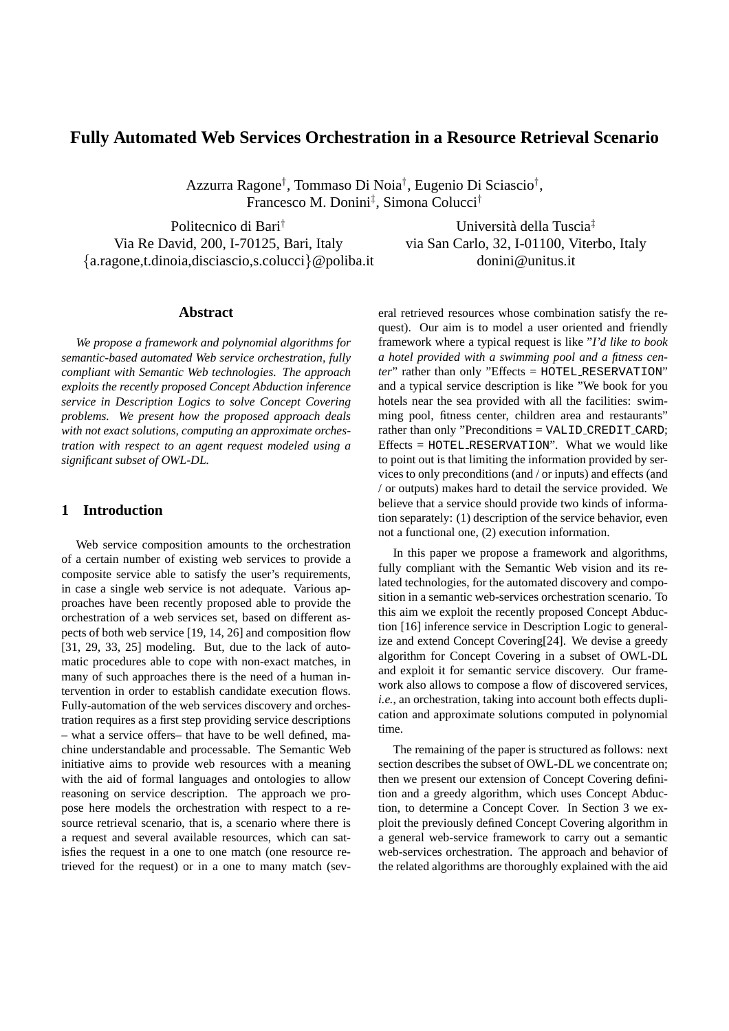# Fully Automated Web Services Orchestration in a Resource Retrieval Scenario

Azzurra Ragone[†], Tommaso Di Noia[†], Eugenio Di Sciascio[†], Francesco M. Donini[‡], Simona Colucci[†]

Politecnico di Bari[†]
Via Re David, 200, I-70125, Bari, Italy
{a.ragone,t.dinoia,disciascio,s.colucci}@poliba.it

Università della Tuscia[‡]
via San Carlo, 32, I-01100, Viterbo, Italy
donini@unitus.it

## Abstract

*We propose a framework and polynomial algorithms for semantic-based automated Web service orchestration, fully compliant with Semantic Web technologies. The approach exploits the recently proposed Concept Abduction inference service in Description Logics to solve Concept Covering problems. We present how the proposed approach deals with not exact solutions, computing an approximate orchestration with respect to an agent request modeled using a significant subset of OWL-DL.*

## 1 Introduction

Web service composition amounts to the orchestration of a certain number of existing web services to provide a composite service able to satisfy the user's requirements, in case a single web service is not adequate. Various approaches have been recently proposed able to provide the orchestration of a web services set, based on different aspects of both web service [19, 14, 26] and composition flow [31, 29, 33, 25] modeling. But, due to the lack of automatic procedures able to cope with non-exact matches, in many of such approaches there is the need of a human intervention in order to establish candidate execution flows. Fully-automation of the web services discovery and orchestration requires as a first step providing service descriptions – what a service offers– that have to be well defined, machine understandable and processable. The Semantic Web initiative aims to provide web resources with a meaning with the aid of formal languages and ontologies to allow reasoning on service description. The approach we propose here models the orchestration with respect to a resource retrieval scenario, that is, a scenario where there is a request and several available resources, which can satisfies the request in a one to one match (one resource retrieved for the request) or in a one to many match (several retrieved resources whose combination satisfy the request). Our aim is to model a user oriented and friendly framework where a typical request is like "*I'd like to book a hotel provided with a swimming pool and a fitness center*" rather than only "Effects = `HOTEL_RESERVATION`" and a typical service description is like "We book for you hotels near the sea provided with all the facilities: swimming pool, fitness center, children area and restaurants" rather than only "Preconditions = `VALID_CREDIT_CARD`; Effects = `HOTEL_RESERVATION`". What we would like to point out is that limiting the information provided by services to only preconditions (and / or inputs) and effects (and / or outputs) makes hard to detail the service provided. We believe that a service should provide two kinds of information separately: (1) description of the service behavior, even not a functional one, (2) execution information.

In this paper we propose a framework and algorithms, fully compliant with the Semantic Web vision and its related technologies, for the automated discovery and composition in a semantic web-services orchestration scenario. To this aim we exploit the recently proposed Concept Abduction [16] inference service in Description Logic to generalize and extend Concept Covering[24]. We devise a greedy algorithm for Concept Covering in a subset of OWL-DL and exploit it for semantic service discovery. Our framework also allows to compose a flow of discovered services, *i.e.*, an orchestration, taking into account both effects duplication and approximate solutions computed in polynomial time.

The remaining of the paper is structured as follows: next section describes the subset of OWL-DL we concentrate on; then we present our extension of Concept Covering definition and a greedy algorithm, which uses Concept Abduction, to determine a Concept Cover. In Section 3 we exploit the previously defined Concept Covering algorithm in a general web-service framework to carry out a semantic web-services orchestration. The approach and behavior of the related algorithms are thoroughly explained with the aid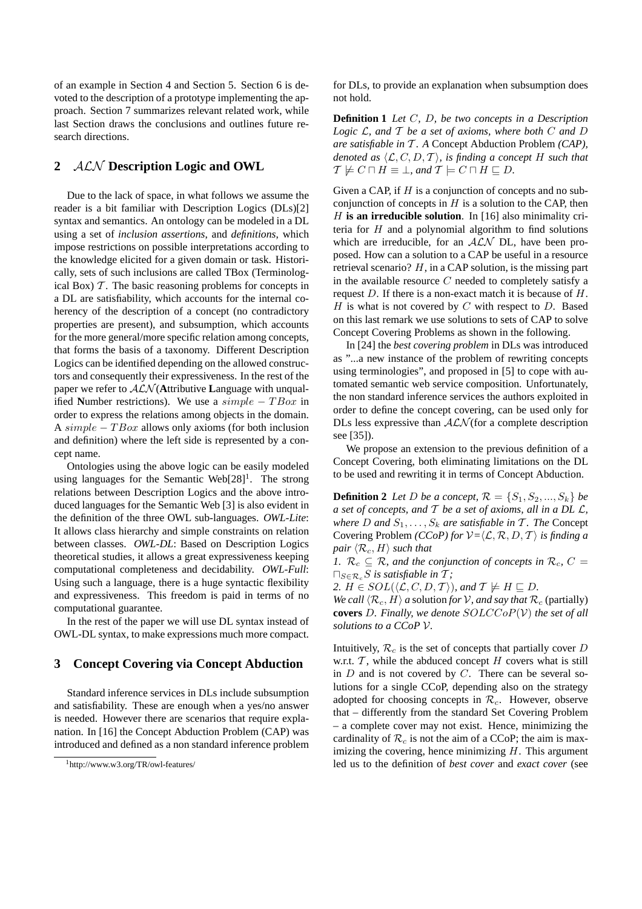of an example in Section 4 and Section 5. Section 6 is devoted to the description of a prototype implementing the approach. Section 7 summarizes relevant related work, while last Section draws the conclusions and outlines future research directions.

## 2 $\mathcal{ALN}$ Description Logic and OWL

Due to the lack of space, in what follows we assume the reader is a bit familiar with Description Logics (DLs)[2] syntax and semantics. An ontology can be modeled in a DL using a set of *inclusion assertions*, and *definitions*, which impose restrictions on possible interpretations according to the knowledge elicited for a given domain or task. Historically, sets of such inclusions are called TBox (Terminological Box) $\mathcal{T}$. The basic reasoning problems for concepts in a DL are satisfiability, which accounts for the internal coherency of the description of a concept (no contradictory properties are present), and subsumption, which accounts for the more general/more specific relation among concepts, that forms the basis of a taxonomy. Different Description Logics can be identified depending on the allowed constructors and consequently their expressiveness. In the rest of the paper we refer to $\mathcal{ALN}$(**A**ttributive **L**anguage with unqualified **N**umber restrictions). We use a $simple - TBox$ in order to express the relations among objects in the domain. A $simple - TBox$ allows only axioms (for both inclusion and definition) where the left side is represented by a concept name.

Ontologies using the above logic can be easily modeled using languages for the Semantic Web[28][1]. The strong relations between Description Logics and the above introduced languages for the Semantic Web [3] is also evident in the definition of the three OWL sub-languages. *OWL-Lite*: It allows class hierarchy and simple constraints on relation between classes. *OWL-DL*: Based on Description Logics theoretical studies, it allows a great expressiveness keeping computational completeness and decidability. *OWL-Full*: Using such a language, there is a huge syntactic flexibility and expressiveness. This freedom is paid in terms of no computational guarantee.

In the rest of the paper we will use DL syntax instead of OWL-DL syntax, to make expressions much more compact.

## 3 Concept Covering via Concept Abduction

Standard inference services in DLs include subsumption and satisfiability. These are enough when a yes/no answer is needed. However there are scenarios that require explanation. In [16] the Concept Abduction Problem (CAP) was introduced and defined as a non standard inference problem for DLs, to provide an explanation when subsumption does not hold.

**Definition 1** *Let $C$, $D$, be two concepts in a Description Logic $\mathcal{L}$, and $\mathcal{T}$ be a set of axioms, where both $C$ and $D$ are satisfiable in $\mathcal{T}$. A* Concept Abduction Problem *(CAP), denoted as $\langle \mathcal{L}, C, D, \mathcal{T} \rangle$, is finding a concept $H$ such that $\mathcal{T} \not\models C \sqcap H \equiv \bot$, and $\mathcal{T} \models C \sqcap H \sqsubseteq D$.*

Given a CAP, if $H$ is a conjunction of concepts and no subconjunction of concepts in $H$ is a solution to the CAP, then $H$ **is an irreducible solution**. In [16] also minimality criteria for $H$ and a polynomial algorithm to find solutions which are irreducible, for an $\mathcal{ALN}$ DL, have been proposed. How can a solution to a CAP be useful in a resource retrieval scenario? $H$, in a CAP solution, is the missing part in the available resource $C$ needed to completely satisfy a request $D$. If there is a non-exact match it is because of $H$. $H$ is what is not covered by $C$ with respect to $D$. Based on this last remark we use solutions to sets of CAP to solve Concept Covering Problems as shown in the following.

In [24] the *best covering problem* in DLs was introduced as "...a new instance of the problem of rewriting concepts using terminologies", and proposed in [5] to cope with automated semantic web service composition. Unfortunately, the non standard inference services the authors exploited in order to define the concept covering, can be used only for DLs less expressive than $\mathcal{ALN}$(for a complete description see [35]).

We propose an extension to the previous definition of a Concept Covering, both eliminating limitations on the DL to be used and rewriting it in terms of Concept Abduction.

**Definition 2** *Let $D$ be a concept, $\mathcal{R} = \{S_1, S_2, ..., S_k\}$ be a set of concepts, and $\mathcal{T}$ be a set of axioms, all in a DL $\mathcal{L}$, where $D$ and $S_1, \ldots, S_k$ are satisfiable in $\mathcal{T}$. The* Concept Covering Problem *(CCoP) for $\mathcal{V}$=$\langle \mathcal{L}, \mathcal{R}, D, \mathcal{T} \rangle$ is finding a pair $\langle \mathcal{R}_c, H \rangle$ such that*

*1. $\mathcal{R}_c \subseteq \mathcal{R}$, and the conjunction of concepts in $\mathcal{R}_c$, $C = \sqcap_{S \in \mathcal{R}_c} S$ is satisfiable in $\mathcal{T}$;*

*2. $H \in SOL(\langle \mathcal{L}, C, D, \mathcal{T} \rangle)$, and $\mathcal{T} \not\models H \sqsubseteq D$.*

*We call $\langle \mathcal{R}_c, H \rangle$ a* solution *for $\mathcal{V}$, and say that $\mathcal{R}_c$* (partially) **covers** *$D$. Finally, we denote $SOLCCoP(\mathcal{V})$ the set of all solutions to a CCoP $\mathcal{V}$.*

Intuitively, $\mathcal{R}_c$ is the set of concepts that partially cover $D$ w.r.t. $\mathcal{T}$, while the abduced concept $H$ covers what is still in $D$ and is not covered by $C$. There can be several solutions for a single CCoP, depending also on the strategy adopted for choosing concepts in $\mathcal{R}_c$. However, observe that – differently from the standard Set Covering Problem – a complete cover may not exist. Hence, minimizing the cardinality of $\mathcal{R}_c$ is not the aim of a CCoP; the aim is maximizing the covering, hence minimizing $H$. This argument led us to the definition of *best cover* and *exact cover* (see

[1] http://www.w3.org/TR/owl-features/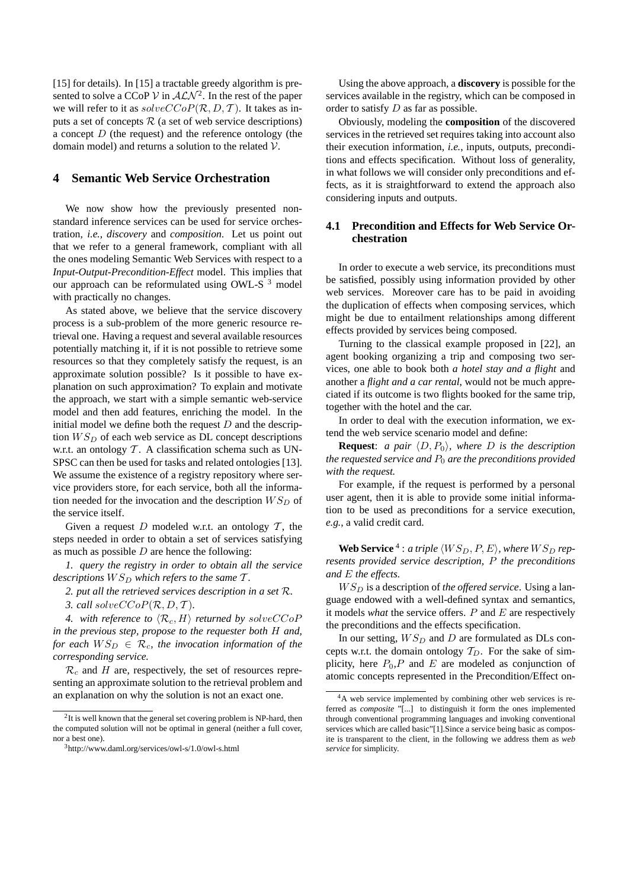[15] for details). In [15] a tractable greedy algorithm is presented to solve a CCoP $\mathcal{V}$ in $\mathcal{ALN}^2$. In the rest of the paper we will refer to it as $solveCCoP(\mathcal{R}, D, \mathcal{T})$. It takes as inputs a set of concepts $\mathcal{R}$ (a set of web service descriptions) a concept $D$ (the request) and the reference ontology (the domain model) and returns a solution to the related $\mathcal{V}$.

## 4 Semantic Web Service Orchestration

We now show how the previously presented non-standard inference services can be used for service orchestration, *i.e.*, *discovery* and *composition*. Let us point out that we refer to a general framework, compliant with all the ones modeling Semantic Web Services with respect to a *Input-Output-Precondition-Effect* model. This implies that our approach can be reformulated using OWL-S [3] model with practically no changes.

As stated above, we believe that the service discovery process is a sub-problem of the more generic resource retrieval one. Having a request and several available resources potentially matching it, if it is not possible to retrieve some resources so that they completely satisfy the request, is an approximate solution possible? Is it possible to have explanation on such approximation? To explain and motivate the approach, we start with a simple semantic web-service model and then add features, enriching the model. In the initial model we define both the request $D$ and the description $WS_D$ of each web service as DL concept descriptions w.r.t. an ontology $\mathcal{T}$. A classification schema such as UN-SPSC can then be used for tasks and related ontologies [13]. We assume the existence of a registry repository where service providers store, for each service, both all the information needed for the invocation and the description $WS_D$ of the service itself.

Given a request $D$ modeled w.r.t. an ontology $\mathcal{T}$, the steps needed in order to obtain a set of services satisfying as much as possible $D$ are hence the following:

*1. query the registry in order to obtain all the service descriptions $WS_D$ which refers to the same $\mathcal{T}$.*

*2. put all the retrieved services description in a set $\mathcal{R}$.*

*3. call $solveCCoP(\mathcal{R}, D, \mathcal{T})$.*

*4. with reference to $\langle \mathcal{R}_c, H \rangle$ returned by $solveCCoP$ in the previous step, propose to the requester both $H$ and, for each $WS_D \in \mathcal{R}_c$, the invocation information of the corresponding service.*

$\mathcal{R}_c$ and $H$ are, respectively, the set of resources representing an approximate solution to the retrieval problem and an explanation on why the solution is not an exact one.

Using the above approach, a **discovery** is possible for the services available in the registry, which can be composed in order to satisfy $D$ as far as possible.

Obviously, modeling the **composition** of the discovered services in the retrieved set requires taking into account also their execution information, *i.e.*, inputs, outputs, preconditions and effects specification. Without loss of generality, in what follows we will consider only preconditions and effects, as it is straightforward to extend the approach also considering inputs and outputs.

### 4.1 Precondition and Effects for Web Service Orchestration

In order to execute a web service, its preconditions must be satisfied, possibly using information provided by other web services. Moreover care has to be paid in avoiding the duplication of effects when composing services, which might be due to entailment relationships among different effects provided by services being composed.

Turning to the classical example proposed in [22], an agent booking organizing a trip and composing two services, one able to book both *a hotel stay and a flight* and another a *flight and a car rental*, would not be much appreciated if its outcome is two flights booked for the same trip, together with the hotel and the car.

In order to deal with the execution information, we extend the web service scenario model and define:

**Request**: *a pair $\langle D, P_0 \rangle$, where $D$ is the description the requested service and $P_0$ are the preconditions provided with the request.*

For example, if the request is performed by a personal user agent, then it is able to provide some initial information to be used as preconditions for a service execution, *e.g.*, a valid credit card.

**Web Service** [4] : *a triple $\langle WS_D, P, E \rangle$, where $WS_D$ represents provided service description, $P$ the preconditions and $E$ the effects.*

$WS_D$ is a description of *the offered service*. Using a language endowed with a well-defined syntax and semantics, it models *what* the service offers. $P$ and $E$ are respectively the preconditions and the effects specification.

In our setting, $WS_D$ and $D$ are formulated as DLs concepts w.r.t. the domain ontology $\mathcal{T}_D$. For the sake of simplicity, here $P_0$,$P$ and $E$ are modeled as conjunction of atomic concepts represented in the Precondition/Effect on-

---

[2] It is well known that the general set covering problem is NP-hard, then the computed solution will not be optimal in general (neither a full cover, nor a best one).

[3] http://www.daml.org/services/owl-s/1.0/owl-s.html

[4] A web service implemented by combining other web services is referred as *composite* "[...] to distinguish it form the ones implemented through conventional programming languages and invoking conventional services which are called basic"[1].Since a service being basic as composite is transparent to the client, in the following we address them as *web service* for simplicity.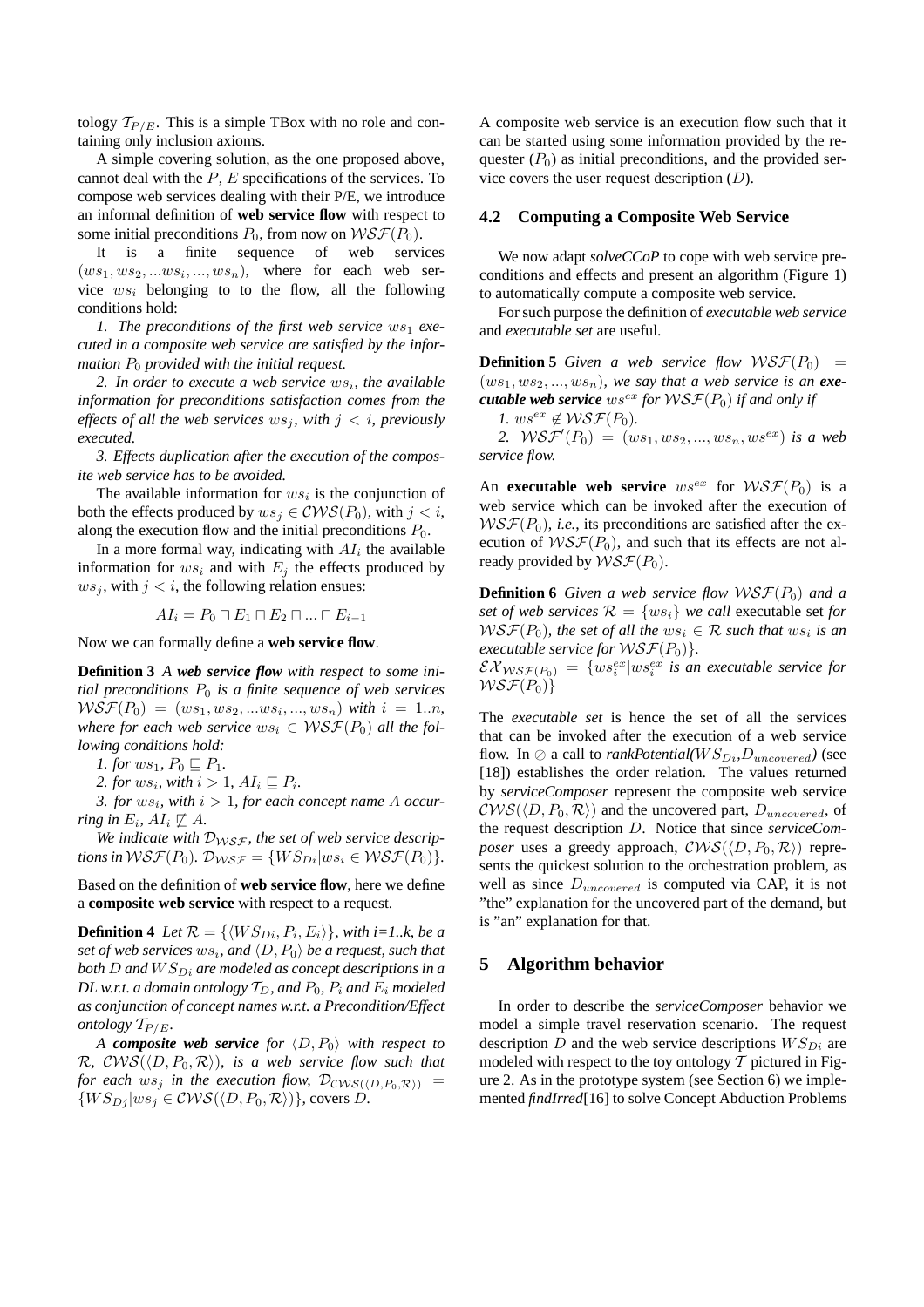tology $\mathcal{T}_{P/E}$. This is a simple TBox with no role and containing only inclusion axioms.

A simple covering solution, as the one proposed above, cannot deal with the $P$, $E$ specifications of the services. To compose web services dealing with their P/E, we introduce an informal definition of **web service flow** with respect to some initial preconditions $P_0$, from now on $\mathcal{WSF}(P_0)$.

It is a finite sequence of web services $(ws_1, ws_2, ...ws_i, ..., ws_n)$, where for each web service $ws_i$ belonging to to the flow, all the following conditions hold:

*1. The preconditions of the first web service $ws_1$ executed in a composite web service are satisfied by the information $P_0$ provided with the initial request.*

*2. In order to execute a web service $ws_i$, the available information for preconditions satisfaction comes from the effects of all the web services $ws_j$, with $j < i$, previously executed.*

*3. Effects duplication after the execution of the composite web service has to be avoided.*

The available information for $ws_i$ is the conjunction of both the effects produced by $ws_j \in \mathcal{CWS}(P_0)$, with $j < i$, along the execution flow and the initial preconditions $P_0$.

In a more formal way, indicating with $AI_i$ the available information for $ws_i$ and with $E_j$ the effects produced by $ws_j$, with $j < i$, the following relation ensues:

$$AI_i = P_0 \sqcap E_1 \sqcap E_2 \sqcap ... \sqcap E_{i-1}$$

Now we can formally define a **web service flow**.

**Definition 3** *A **web service flow** with respect to some initial preconditions $P_0$ is a finite sequence of web services $\mathcal{WSF}(P_0) = (ws_1, ws_2, ...ws_i, ..., ws_n)$ with $i = 1..n$, where for each web service $ws_i \in \mathcal{WSF}(P_0)$ all the following conditions hold:*

*1. for $ws_1$, $P_0 \sqsubseteq P_1$.*

*2. for $ws_i$, with $i > 1$, $AI_i \sqsubseteq P_i$.*

*3. for $ws_i$, with $i > 1$, for each concept name $A$ occurring in $E_i$, $AI_i \not\sqsubseteq A$.*

*We indicate with $\mathcal{D}_{\mathcal{WSF}}$, the set of web service descriptions in $\mathcal{WSF}(P_0)$. $\mathcal{D}_{\mathcal{WSF}} = \{WS_{Di} | ws_i \in \mathcal{WSF}(P_0)\}$.*

Based on the definition of **web service flow**, here we define a **composite web service** with respect to a request.

**Definition 4** *Let $\mathcal{R} = \{\langle WS_{Di}, P_i, E_i \rangle\}$, with i=1..k, be a set of web services $ws_i$, and $\langle D, P_0 \rangle$ be a request, such that both $D$ and $WS_{Di}$ are modeled as concept descriptions in a DL w.r.t. a domain ontology $\mathcal{T}_D$, and $P_0$, $P_i$ and $E_i$ modeled as conjunction of concept names w.r.t. a Precondition/Effect ontology $\mathcal{T}_{P/E}$.*

*A **composite web service** for $\langle D, P_0 \rangle$ with respect to $\mathcal{R}$, $\mathcal{CWS}(\langle D, P_0, \mathcal{R} \rangle)$, is a web service flow such that for each $ws_j$ in the execution flow, $\mathcal{D}_{\mathcal{CWS}(\langle D, P_0, \mathcal{R} \rangle)} = \{WS_{Dj} | ws_j \in \mathcal{CWS}(\langle D, P_0, \mathcal{R} \rangle)\}$, covers $D$.*

A composite web service is an execution flow such that it can be started using some information provided by the requester ($P_0$) as initial preconditions, and the provided service covers the user request description ($D$).

### 4.2 Computing a Composite Web Service

We now adapt *solveCCoP* to cope with web service preconditions and effects and present an algorithm (Figure 1) to automatically compute a composite web service.

For such purpose the definition of *executable web service* and *executable set* are useful.

**Definition 5** *Given a web service flow $\mathcal{WSF}(P_0) = (ws_1, ws_2, ..., ws_n)$, we say that a web service is an **executable web service** $ws^{ex}$ for $\mathcal{WSF}(P_0)$ if and only if*

*1. $ws^{ex} \notin \mathcal{WSF}(P_0)$.*

*2. $\mathcal{WSF}'(P_0) = (ws_1, ws_2, ..., ws_n, ws^{ex})$ is a web service flow.*

An **executable web service** $ws^{ex}$ for $\mathcal{WSF}(P_0)$ is a web service which can be invoked after the execution of $\mathcal{WSF}(P_0)$, *i.e.*, its preconditions are satisfied after the execution of $\mathcal{WSF}(P_0)$, and such that its effects are not already provided by $\mathcal{WSF}(P_0)$.

**Definition 6** *Given a web service flow $\mathcal{WSF}(P_0)$ and a set of web services $\mathcal{R} = \{ws_i\}$ we call* executable set *for $\mathcal{WSF}(P_0)$, the set of all the $ws_i \in \mathcal{R}$ such that $ws_i$ is an executable service for $\mathcal{WSF}(P_0)\}$.*
*$\mathcal{EX}_{\mathcal{WSF}(P_0)} = \{ws_i^{ex} | ws_i^{ex}$ is an executable service for $\mathcal{WSF}(P_0)\}$*

The *executable set* is hence the set of all the services that can be invoked after the execution of a web service flow. In $\oslash$ a call to *rankPotential($WS_{Di}$,$D_{uncovered}$)* (see [18]) establishes the order relation. The values returned by *serviceComposer* represent the composite web service $\mathcal{CWS}(\langle D, P_0, \mathcal{R} \rangle)$ and the uncovered part, $D_{uncovered}$, of the request description $D$. Notice that since *serviceComposer* uses a greedy approach, $\mathcal{CWS}(\langle D, P_0, \mathcal{R} \rangle)$ represents the quickest solution to the orchestration problem, as well as since $D_{uncovered}$ is computed via CAP, it is not "the" explanation for the uncovered part of the demand, but is "an" explanation for that.

## 5 Algorithm behavior

In order to describe the *serviceComposer* behavior we model a simple travel reservation scenario. The request description $D$ and the web service descriptions $WS_{Di}$ are modeled with respect to the toy ontology $\mathcal{T}$ pictured in Figure 2. As in the prototype system (see Section 6) we implemented *findIrred*[16] to solve Concept Abduction Problems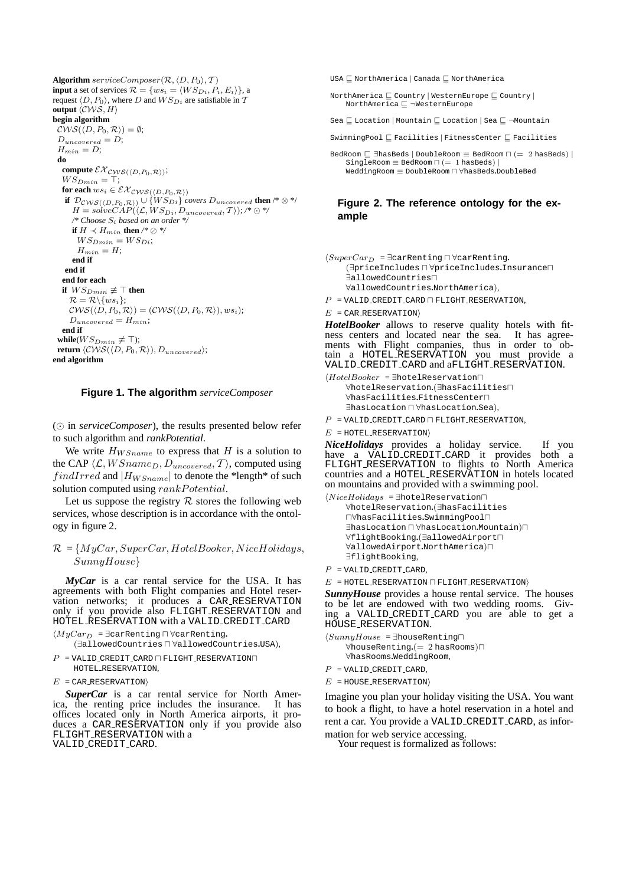```
Algorithm serviceComposer(R, ⟨D, P_0⟩, T)
input a set of services R = {ws_i = ⟨WS_Di, P_i, E_i⟩}, a
request ⟨D, P_0⟩, where D and WS_Di are satisfiable in T
output ⟨CWS, H⟩
begin algorithm
  CWS(⟨D, P_0, R⟩) = ∅;
  D_uncovered = D;
  H_min = D;
  do
    compute EX_CWS(⟨D,P_0,R⟩);
    WS_Dmin = ⊤;
    for each ws_i ∈ EX_CWS(⟨D,P_0,R⟩)
      if D_CWS(⟨D,P_0,R⟩) ∪ {WS_Di} covers D_uncovered then /* ⊗ */
        H = solveCAP(⟨L, WS_Di, D_uncovered, T⟩); /* ⊙ */
        /* Choose S_i based on an order */
        if H ≺ H_min then /* ⊘ */
          WS_Dmin = WS_Di;
          H_min = H;
        end if
      end if
    end for each
    if WS_Dmin ≢ ⊤ then
      R = R\{ws_i};
      CWS(⟨D, P_0, R⟩) = (CWS(⟨D, P_0, R⟩), ws_i);
      D_uncovered = H_min;
    end if
  while(WS_Dmin ≢ ⊤);
  return ⟨CWS(⟨D, P_0, R⟩), D_uncovered⟩;
end algorithm
```

**Figure 1. The algorithm** *serviceComposer*

($\odot$ in *serviceComposer*), the results presented below refer to such algorithm and *rankPotential*.

We write $H_{WSname}$ to express that $H$ is a solution to the CAP $\langle \mathcal{L}, WSname_D, D_{uncovered}, \mathcal{T}\rangle$, computed using $findIrred$ and $|H_{WSname}|$ to denote the *length* of such solution computed using $rankPotential$.

Let us suppose the registry $\mathcal{R}$ stores the following web services, whose description is in accordance with the ontology in figure 2.

$$\mathcal{R} = \{MyCar, SuperCar, HotelBooker, NiceHolidays, SunnyHouse\}$$

***MyCar*** is a car rental service for the USA. It has agreements with both Flight companies and Hotel reservation networks; it produces a CAR_RESERVATION only if you provide also FLIGHT_RESERVATION and HOTEL_RESERVATION with a VALID_CREDIT_CARD

$\langle MyCar_D$ = $\exists$carRenting $\sqcap$ $\forall$carRenting.($\exists$allowedCountries $\sqcap$ $\forall$allowedCountries.USA),

$P$ = VALID_CREDIT_CARD $\sqcap$ FLIGHT_RESERVATION $\sqcap$ HOTEL_RESERVATION,

$E$ = CAR_RESERVATION$\rangle$

***SuperCar*** is a car rental service for North America, the renting price includes the insurance. It has offices located only in North America airports, it produces a CAR_RESERVATION only if you provide also FLIGHT_RESERVATION with a VALID_CREDIT_CARD.

$\langle SuperCar_D$ = $\exists$carRenting $\sqcap$ $\forall$carRenting.($\exists$priceIncludes $\sqcap$ $\forall$priceIncludes.Insurance $\sqcap$ $\exists$allowedCountries $\sqcap$ $\forall$allowedCountries.NorthAmerica),

$P$ = VALID_CREDIT_CARD $\sqcap$ FLIGHT_RESERVATION,

$E$ = CAR_RESERVATION$\rangle$

***HotelBooker*** allows to reserve quality hotels with fitness centers and located near the sea. It has agreements with Flight companies, thus in order to obtain a HOTEL_RESERVATION you must provide a VALID_CREDIT_CARD and a FLIGHT_RESERVATION.

$\langle HotelBooker$ = $\exists$hotelReservation $\sqcap$ $\forall$hotelReservation.($\exists$hasFacilities $\sqcap$ $\forall$hasFacilities.FitnessCenter $\sqcap$ $\exists$hasLocation $\sqcap$ $\forall$hasLocation.Sea),

$P$ = VALID_CREDIT_CARD $\sqcap$ FLIGHT_RESERVATION,

$E$ = HOTEL_RESERVATION$\rangle$

***NiceHolidays*** provides a holiday service. If you have a VALID_CREDIT_CARD it provides both a FLIGHT_RESERVATION to flights to North America countries and a HOTEL_RESERVATION in hotels located on mountains and provided with a swimming pool.

$\langle NiceHolidays$ = $\exists$hotelReservation $\sqcap$ $\forall$hotelReservation.($\exists$hasFacilities $\sqcap$ $\forall$hasFacilities.SwimmingPool $\sqcap$ $\exists$hasLocation $\sqcap$ $\forall$hasLocation.Mountain) $\sqcap$ $\forall$flightBooking.($\exists$allowedAirport $\sqcap$ $\forall$allowedAirport.NorthAmerica) $\sqcap$ $\exists$flightBooking,

$P$ = VALID_CREDIT_CARD,

$E$ = HOTEL_RESERVATION $\sqcap$ FLIGHT_RESERVATION$\rangle$

***SunnyHouse*** provides a house rental service. The houses to be let are endowed with two wedding rooms. Giving a VALID_CREDIT_CARD you are able to get a HOUSE_RESERVATION.

$\langle SunnyHouse$ = $\exists$houseRenting $\sqcap$ $\forall$houseRenting.($=$ 2 hasRooms) $\sqcap$ $\forall$hasRooms.WeddingRoom,

$P$ = VALID_CREDIT_CARD,

$E$ = HOUSE_RESERVATION$\rangle$

```
USA ⊑ NorthAmerica | Canada ⊑ NorthAmerica

NorthAmerica ⊑ Country | WesternEurope ⊑ Country |
    NorthAmerica ⊑ ¬WesternEurope

Sea ⊑ Location | Mountain ⊑ Location | Sea ⊑ ¬Mountain

SwimmingPool ⊑ Facilities | FitnessCenter ⊑ Facilities

BedRoom ⊑ ∃hasBeds | DoubleRoom ≡ BedRoom ⊓ (= 2 hasBeds) |
    SingleRoom ≡ BedRoom ⊓ (= 1 hasBeds) |
    WeddingRoom ≡ DoubleRoom ⊓ ∀hasBeds.DoubleBed
```

**Figure 2. The reference ontology for the example**

Imagine you plan your holiday visiting the USA. You want to book a flight, to have a hotel reservation in a hotel and rent a car. You provide a VALID_CREDIT_CARD, as information for web service accessing.

Your request is formalized as follows: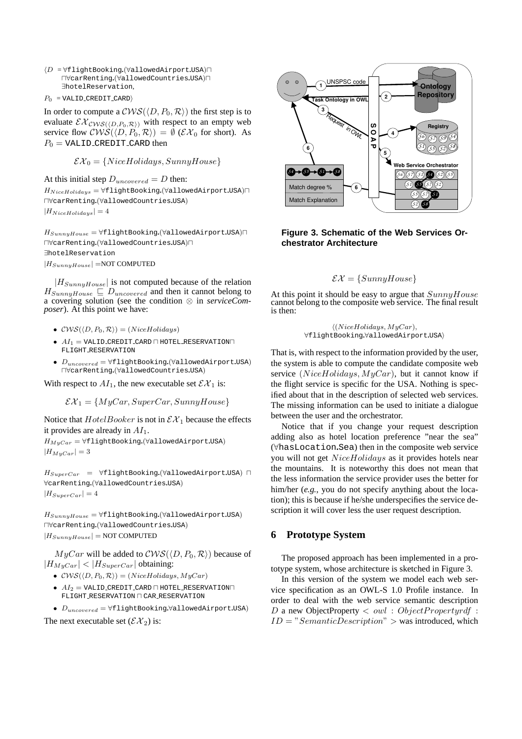$\langle D = \forall$flightBooking.($\forall$allowedAirport.USA)$\sqcap$
$\sqcap\forall$carRenting.($\forall$allowedCountries.USA)$\sqcap$
$\exists$hotelReservation,

$P_0$ = VALID_CREDIT_CARD$\rangle$

In order to compute a $\mathcal{CWS}(\langle D, P_0, \mathcal{R}\rangle)$ the first step is to evaluate $\mathcal{EX}_{\mathcal{CWS}(\langle D,P_0,\mathcal{R}\rangle)}$ with respect to an empty web service flow $\mathcal{CWS}(\langle D, P_0, \mathcal{R}\rangle) = \emptyset$ ($\mathcal{EX}_0$ for short). As $P_0 =$ VALID_CREDIT_CARD then

$$\mathcal{EX}_0 = \{NiceHolidays, SunnyHouse\}$$

At this initial step $D_{uncovered} = D$ then:
$H_{NiceHolidays} = \forall$flightBooking.($\forall$allowedAirport.USA)$\sqcap$
$\sqcap\forall$carRenting.($\forall$allowedCountries.USA)
$|H_{NiceHolidays}| = 4$

$H_{SunnyHouse} = \forall$flightBooking.($\forall$allowedAirport.USA)$\sqcap$
$\sqcap\forall$carRenting.($\forall$allowedCountries.USA)$\sqcap$
$\exists$hotelReservation
$|H_{SunnyHouse}|$ =NOT COMPUTED

$|H_{SunnyHouse}|$ is not computed because of the relation $H_{SunnyHouse} \sqsubseteq D_{uncovered}$ and then it cannot belong to a covering solution (see the condition $\otimes$ in *serviceComposer*). At this point we have:

- $\mathcal{CWS}(\langle D, P_0, \mathcal{R}\rangle) = (NiceHolidays)$
- $AI_1$ = VALID_CREDIT_CARD $\sqcap$ HOTEL_RESERVATION$\sqcap$ FLIGHT_RESERVATION
- $D_{uncovered} = \forall$flightBooking.($\forall$allowedAirport.USA) $\sqcap\forall$carRenting.($\forall$allowedCountries.USA)

With respect to $AI_1$, the new executable set $\mathcal{EX}_1$ is:

$$\mathcal{EX}_1 = \{MyCar, SuperCar, SunnyHouse\}$$

Notice that $HotelBooker$ is not in $\mathcal{EX}_1$ because the effects it provides are already in $AI_1$.
$H_{MyCar} = \forall$flightBooking.($\forall$allowedAirport.USA)
$|H_{MyCar}| = 3$

$H_{SuperCar} = \forall$flightBooking.($\forall$allowedAirport.USA) $\sqcap$ $\forall$carRenting.($\forall$allowedCountries.USA)
$|H_{SuperCar}| = 4$

$H_{SunnyHouse} = \forall$flightBooking.($\forall$allowedAirport.USA)
$\sqcap\forall$carRenting.($\forall$allowedCountries.USA)
$|H_{SunnyHouse}|$ = NOT COMPUTED

$MyCar$ will be added to $\mathcal{CWS}(\langle D, P_0\rangle)$ because of $|H_{MyCar}| < |H_{SuperCar}|$ obtaining:

- $\mathcal{CWS}(\langle D, P_0, \mathcal{R}\rangle) = (NiceHolidays, MyCar)$
- $AI_2$ = VALID_CREDIT_CARD $\sqcap$ HOTEL_RESERVATION$\sqcap$ FLIGHT_RESERVATION $\sqcap$ CAR_RESERVATION
- $D_{uncovered} = \forall$flightBooking.$\forall$allowedAirport.USA)

The next executable set ($\mathcal{EX}_2$) is:

$$\mathcal{EX} = \{SunnyHouse\}$$

At this point it should be easy to argue that $SunnyHouse$ cannot belong to the composite web service. The final result is then:

$$\langle (NiceHolidays, MyCar), \forall\text{flightBooking.}\forall\text{allowedAirport.USA}\rangle$$

That is, with respect to the information provided by the user, the system is able to compute the candidate composite web service $(NiceHolidays, MyCar)$, but it cannot know if the flight service is specific for the USA. Nothing is specified about that in the description of selected web services. The missing information can be used to initiate a dialogue between the user and the orchestrator.

Notice that if you change your request description adding also as hotel location preference "near the sea" ($\forall$hasLocation.Sea) then in the composite web service you will not get $NiceHolidays$ as it provides hotels near the mountains. It is noteworthy this does not mean that the less information the service provider uses the better for him/her (*e.g.*, you do not specify anything about the location); this is because if he/she underspecifies the service description it will cover less the user request description.

## 6 Prototype System

The proposed approach has been implemented in a prototype system, whose architecture is sketched in Figure 3.

In this version of the system we model each web service specification as an OWL-S 1.0 Profile instance. In order to deal with the web service semantic description $D$ a new ObjectProperty $< owl : ObjectPropertyrdf : ID = "SemanticDescription" >$ was introduced, which

**Figure 3. Schematic of the Web Services Orchestrator Architecture**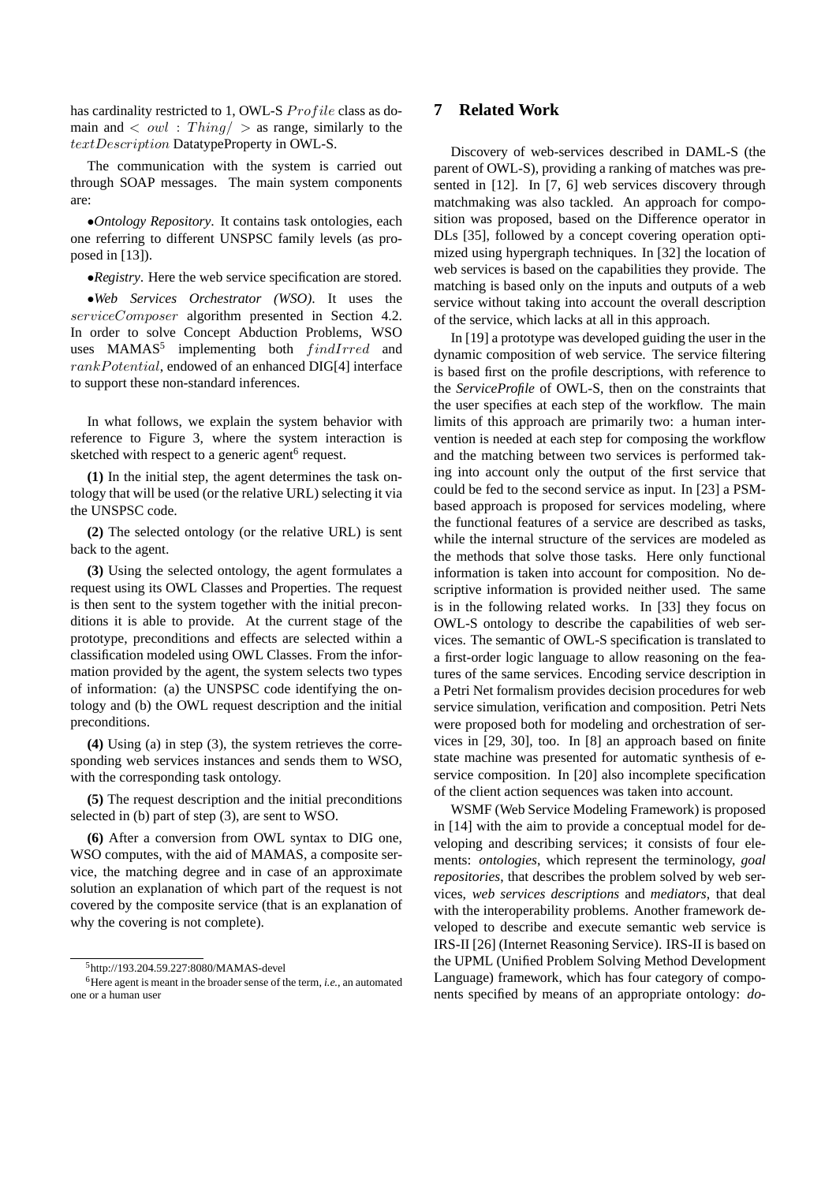has cardinality restricted to 1, OWL-S $Profile$ class as domain and $< owl : Thing/ >$ as range, similarly to the $textDescription$ DatatypeProperty in OWL-S.

The communication with the system is carried out through SOAP messages. The main system components are:

•*Ontology Repository*. It contains task ontologies, each one referring to different UNSPSC family levels (as proposed in [13]).

•*Registry*. Here the web service specification are stored.

•*Web Services Orchestrator (WSO)*. It uses the $serviceComposer$ algorithm presented in Section 4.2. In order to solve Concept Abduction Problems, WSO uses MAMAS[5] implementing both $findIrred$ and $rankPotential$, endowed of an enhanced DIG[4] interface to support these non-standard inferences.

In what follows, we explain the system behavior with reference to Figure 3, where the system interaction is sketched with respect to a generic agent[6] request.

**(1)** In the initial step, the agent determines the task ontology that will be used (or the relative URL) selecting it via the UNSPSC code.

**(2)** The selected ontology (or the relative URL) is sent back to the agent.

**(3)** Using the selected ontology, the agent formulates a request using its OWL Classes and Properties. The request is then sent to the system together with the initial preconditions it is able to provide. At the current stage of the prototype, preconditions and effects are selected within a classification modeled using OWL Classes. From the information provided by the agent, the system selects two types of information: (a) the UNSPSC code identifying the ontology and (b) the OWL request description and the initial preconditions.

**(4)** Using (a) in step (3), the system retrieves the corresponding web services instances and sends them to WSO, with the corresponding task ontology.

**(5)** The request description and the initial preconditions selected in (b) part of step (3), are sent to WSO.

**(6)** After a conversion from OWL syntax to DIG one, WSO computes, with the aid of MAMAS, a composite service, the matching degree and in case of an approximate solution an explanation of which part of the request is not covered by the composite service (that is an explanation of why the covering is not complete).

[5] http://193.204.59.227:8080/MAMAS-devel

[6] Here agent is meant in the broader sense of the term, *i.e.*, an automated one or a human user

## 7 Related Work

Discovery of web-services described in DAML-S (the parent of OWL-S), providing a ranking of matches was presented in [12]. In [7, 6] web services discovery through matchmaking was also tackled. An approach for composition was proposed, based on the Difference operator in DLs [35], followed by a concept covering operation optimized using hypergraph techniques. In [32] the location of web services is based on the capabilities they provide. The matching is based only on the inputs and outputs of a web service without taking into account the overall description of the service, which lacks at all in this approach.

In [19] a prototype was developed guiding the user in the dynamic composition of web service. The service filtering is based first on the profile descriptions, with reference to the *ServiceProfile* of OWL-S, then on the constraints that the user specifies at each step of the workflow. The main limits of this approach are primarily two: a human intervention is needed at each step for composing the workflow and the matching between two services is performed taking into account only the output of the first service that could be fed to the second service as input. In [23] a PSM-based approach is proposed for services modeling, where the functional features of a service are described as tasks, while the internal structure of the services are modeled as the methods that solve those tasks. Here only functional information is taken into account for composition. No descriptive information is provided neither used. The same is in the following related works. In [33] they focus on OWL-S ontology to describe the capabilities of web services. The semantic of OWL-S specification is translated to a first-order logic language to allow reasoning on the features of the same services. Encoding service description in a Petri Net formalism provides decision procedures for web service simulation, verification and composition. Petri Nets were proposed both for modeling and orchestration of services in [29, 30], too. In [8] an approach based on finite state machine was presented for automatic synthesis of e-service composition. In [20] also incomplete specification of the client action sequences was taken into account.

WSMF (Web Service Modeling Framework) is proposed in [14] with the aim to provide a conceptual model for developing and describing services; it consists of four elements: *ontologies*, which represent the terminology, *goal repositories*, that describes the problem solved by web services, *web services descriptions* and *mediators*, that deal with the interoperability problems. Another framework developed to describe and execute semantic web service is IRS-II [26] (Internet Reasoning Service). IRS-II is based on the UPML (Unified Problem Solving Method Development Language) framework, which has four category of components specified by means of an appropriate ontology: *do-*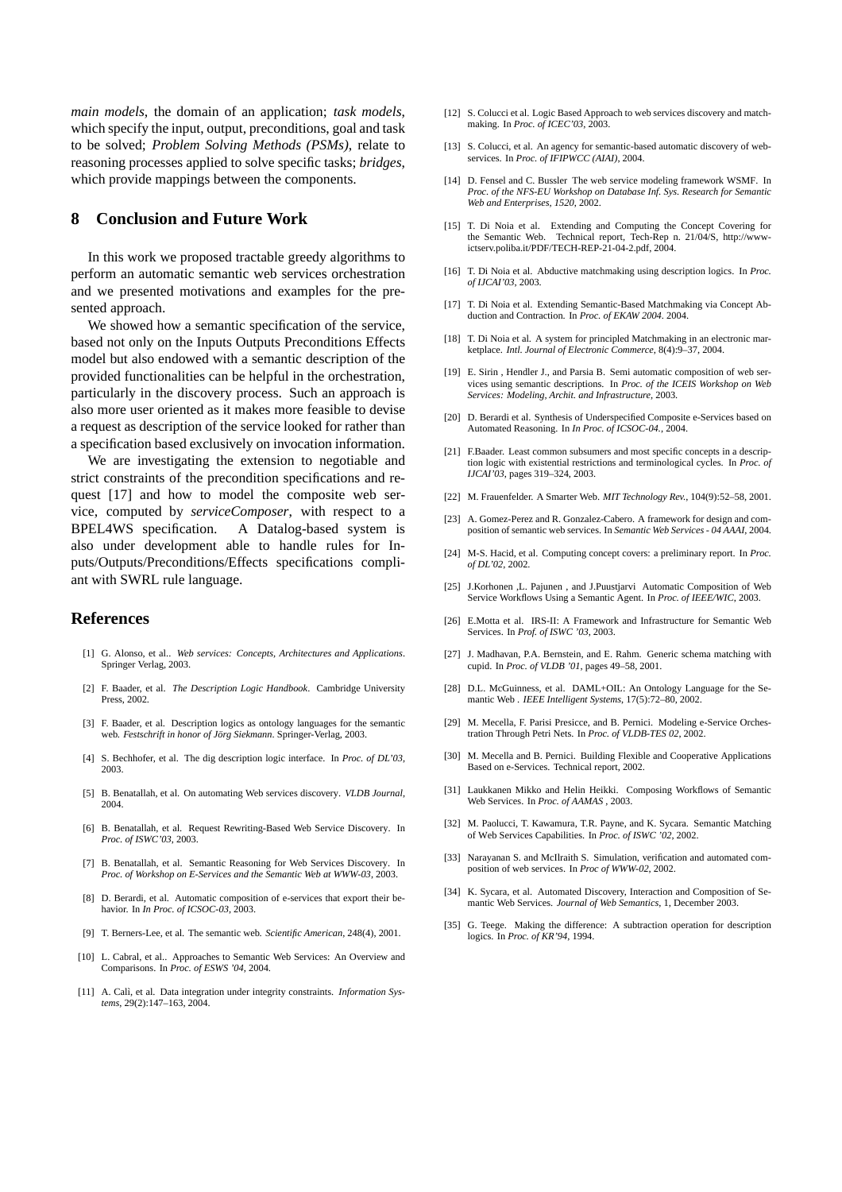*main models*, the domain of an application; *task models*, which specify the input, output, preconditions, goal and task to be solved; *Problem Solving Methods (PSMs)*, relate to reasoning processes applied to solve specific tasks; *bridges*, which provide mappings between the components.

## 8 Conclusion and Future Work

In this work we proposed tractable greedy algorithms to perform an automatic semantic web services orchestration and we presented motivations and examples for the presented approach.

We showed how a semantic specification of the service, based not only on the Inputs Outputs Preconditions Effects model but also endowed with a semantic description of the provided functionalities can be helpful in the orchestration, particularly in the discovery process. Such an approach is also more user oriented as it makes more feasible to devise a request as description of the service looked for rather than a specification based exclusively on invocation information.

We are investigating the extension to negotiable and strict constraints of the precondition specifications and request [17] and how to model the composite web service, computed by *serviceComposer*, with respect to a BPEL4WS specification. A Datalog-based system is also under development able to handle rules for Inputs/Outputs/Preconditions/Effects specifications compliant with SWRL rule language.

## References

[1] G. Alonso, et al.. *Web services: Concepts, Architectures and Applications*. Springer Verlag, 2003.

[2] F. Baader, et al. *The Description Logic Handbook*. Cambridge University Press, 2002.

[3] F. Baader, et al. Description logics as ontology languages for the semantic web. *Festschrift in honor of Jörg Siekmann*. Springer-Verlag, 2003.

[4] S. Bechhofer, et al. The dig description logic interface. In *Proc. of DL'03*, 2003.

[5] B. Benatallah, et al. On automating Web services discovery. *VLDB Journal*, 2004.

[6] B. Benatallah, et al. Request Rewriting-Based Web Service Discovery. In *Proc. of ISWC'03*, 2003.

[7] B. Benatallah, et al. Semantic Reasoning for Web Services Discovery. In *Proc. of Workshop on E-Services and the Semantic Web at WWW-03*, 2003.

[8] D. Berardi, et al. Automatic composition of e-services that export their behavior. In *In Proc. of ICSOC-03*, 2003.

[9] T. Berners-Lee, et al. The semantic web. *Scientific American*, 248(4), 2001.

[10] L. Cabral, et al.. Approaches to Semantic Web Services: An Overview and Comparisons. In *Proc. of ESWS '04*, 2004.

[11] A. Calì, et al. Data integration under integrity constraints. *Information Systems*, 29(2):147–163, 2004.

[12] S. Colucci et al. Logic Based Approach to web services discovery and matchmaking. In *Proc. of ICEC'03*, 2003.

[13] S. Colucci, et al. An agency for semantic-based automatic discovery of web-services. In *Proc. of IFIPWCC (AIAI)*, 2004.

[14] D. Fensel and C. Bussler The web service modeling framework WSMF. In *Proc. of the NFS-EU Workshop on Database Inf. Sys. Research for Semantic Web and Enterprises, 1520*, 2002.

[15] T. Di Noia et al. Extending and Computing the Concept Covering for the Semantic Web. Technical report, Tech-Rep n. 21/04/S, http://www-ictserv.poliba.it/PDF/TECH-REP-21-04-2.pdf, 2004.

[16] T. Di Noia et al. Abductive matchmaking using description logics. In *Proc. of IJCAI'03*, 2003.

[17] T. Di Noia et al. Extending Semantic-Based Matchmaking via Concept Abduction and Contraction. In *Proc. of EKAW 2004*. 2004.

[18] T. Di Noia et al. A system for principled Matchmaking in an electronic marketplace. *Intl. Journal of Electronic Commerce*, 8(4):9–37, 2004.

[19] E. Sirin , Hendler J., and Parsia B. Semi automatic composition of web services using semantic descriptions. In *Proc. of the ICEIS Workshop on Web Services: Modeling, Archit. and Infrastructure*, 2003.

[20] D. Berardi et al. Synthesis of Underspecified Composite e-Services based on Automated Reasoning. In *In Proc. of ICSOC-04.*, 2004.

[21] F.Baader. Least common subsumers and most specific concepts in a description logic with existential restrictions and terminological cycles. In *Proc. of IJCAI'03*, pages 319–324, 2003.

[22] M. Frauenfelder. A Smarter Web. *MIT Technology Rev.*, 104(9):52–58, 2001.

[23] A. Gomez-Perez and R. Gonzalez-Cabero. A framework for design and composition of semantic web services. In *Semantic Web Services - 04 AAAI*, 2004.

[24] M-S. Hacid, et al. Computing concept covers: a preliminary report. In *Proc. of DL'02*, 2002.

[25] J.Korhonen ,L. Pajunen , and J.Puustjarvi Automatic Composition of Web Service Workflows Using a Semantic Agent. In *Proc. of IEEE/WIC*, 2003.

[26] E.Motta et al. IRS-II: A Framework and Infrastructure for Semantic Web Services. In *Prof. of ISWC '03*, 2003.

[27] J. Madhavan, P.A. Bernstein, and E. Rahm. Generic schema matching with cupid. In *Proc. of VLDB '01*, pages 49–58, 2001.

[28] D.L. McGuinness, et al. DAML+OIL: An Ontology Language for the Semantic Web . *IEEE Intelligent Systems*, 17(5):72–80, 2002.

[29] M. Mecella, F. Parisi Presicce, and B. Pernici. Modeling e-Service Orchestration Through Petri Nets. In *Proc. of VLDB-TES 02*, 2002.

[30] M. Mecella and B. Pernici. Building Flexible and Cooperative Applications Based on e-Services. Technical report, 2002.

[31] Laukkanen Mikko and Helin Heikki. Composing Workflows of Semantic Web Services. In *Proc. of AAMAS* , 2003.

[32] M. Paolucci, T. Kawamura, T.R. Payne, and K. Sycara. Semantic Matching of Web Services Capabilities. In *Proc. of ISWC '02*, 2002.

[33] Narayanan S. and McIlraith S. Simulation, verification and automated composition of web services. In *Proc of WWW-02*, 2002.

[34] K. Sycara, et al. Automated Discovery, Interaction and Composition of Semantic Web Services. *Journal of Web Semantics*, 1, December 2003.

[35] G. Teege. Making the difference: A subtraction operation for description logics. In *Proc. of KR'94*, 1994.